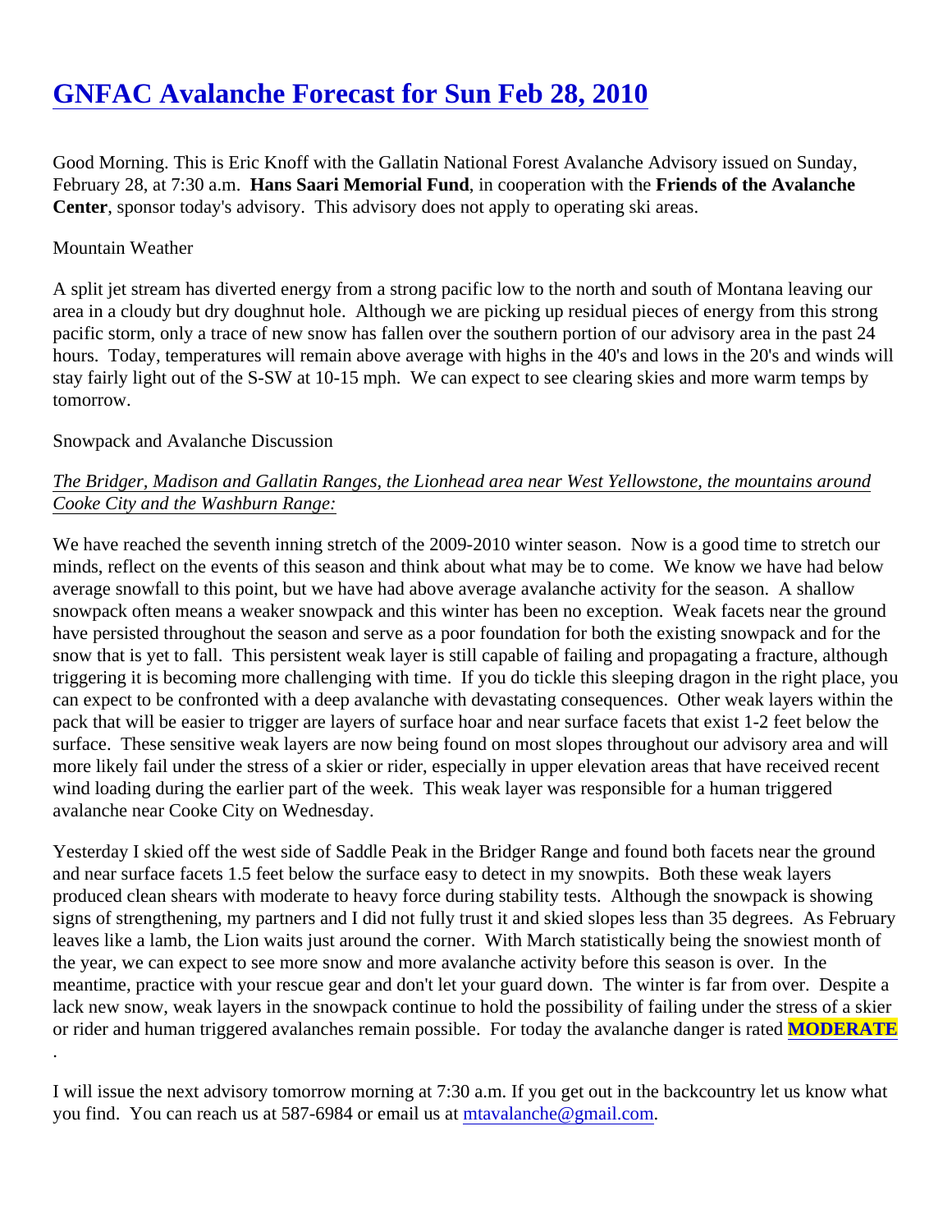# GNFAC Avalanche Forecast for Sun Feb 28, 2010

Good Morning. This is Eric Knoff with the Gallatin National Forest Avalanche Advisory issued on Sunday, February 28, at 7:30 a.m. **Hans Saari Memorial Fund**, in cooperation with the **Friends of the Avalanche Center**, sponsor today's advisory. This advisory does not apply to operating ski areas.

Mountain Weather

A split jet stream has diverted energy from a strong pacific low to the north and south of Montana leaving our area in a cloudy but dry doughnut hole. Although we are picking up residual pieces of energy from this strong pacific storm, only a trace of new snow has fallen over the southern portion of our advisory area in the past 24 hours. Today, temperatures will remain above average with highs in the 40's and lows in the 20's and winds will stay fairly light out of the S-SW at 10-15 mph. We can expect to see clearing skies and more warm temps by tomorrow.

Snowpack and Avalanche Discussion

*The Bridger, Madison and Gallatin Ranges, the Lionhead area near West Yellowstone, the mountains around Cooke City and the Washburn Range:*

We have reached the seventh inning stretch of the 2009-2010 winter season. Now is a good time to stretch our minds, reflect on the events of this season and think about what may be to come. We know we have had below average snowfall to this point, but we have had above average avalanche activity for the season. A shallow snowpack often means a weaker snowpack and this winter has been no exception. Weak facets near the ground have persisted throughout the season and serve as a poor foundation for both the existing snowpack and for the snow that is yet to fall. This persistent weak layer is still capable of failing and propagating a fracture, although triggering it is becoming more challenging with time. If you do tickle this sleeping dragon in the right place, you can expect to be confronted with a deep avalanche with devastating consequences. Other weak layers within the pack that will be easier to trigger are layers of surface hoar and near surface facets that exist 1-2 feet below the surface. These sensitive weak layers are now being found on most slopes throughout our advisory area and will more likely fail under the stress of a skier or rider, especially in upper elevation areas that have received recent wind loading during the earlier part of the week. This weak layer was responsible for a human triggered avalanche near Cooke City on Wednesday.

Yesterday I skied off the west side of Saddle Peak in the Bridger Range and found both facets near the ground and near surface facets 1.5 feet below the surface easy to detect in my snowpits. Both these weak layers produced clean shears with moderate to heavy force during stability tests. Although the snowpack is showing signs of strengthening, my partners and I did not fully trust it and skied slopes less than 35 degrees. As February leaves like a lamb, the Lion waits just around the corner. With March statistically being the snowiest month of the year, we can expect to see more snow and more avalanche activity before this season is over. In the meantime, practice with your rescue gear and don't let your guard down. The winter is far from over. Despite a lack new snow, weak layers in the snowpack continue to hold the possibility of failing under the stress of a skier or rider and human triggered avalanches remain possible. For today the avalanche danger is rated **MODERATE**.

I will issue the next advisory tomorrow morning at 7:30 a.m. If you get out in the backcountry let us know what you find. You can reach us at 587-6984 or email us at mtavalanche@gmail.com.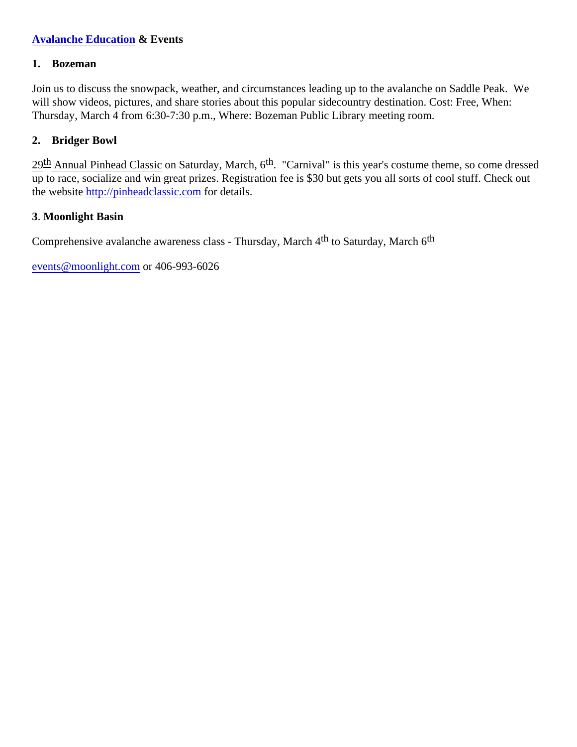**Avalanche Education & Events**

**1. Bozeman**

Join us to discuss the snowpack, weather, and circumstances leading up to the avalanche on Saddle Peak. We will show videos, pictures, and share stories about this popular sidecountry destination. Cost: Free, When: Thursday, March 4 from 6:30-7:30 p.m., Where: Bozeman Public Library meeting room.

**2. Bridger Bowl**

29th Annual Pinhead Classic on Saturday, March, 6th. "Carnival" is this year's costume theme, so come dressed up to race, socialize and win great prizes. Registration fee is $30 but gets you all sorts of cool stuff. Check out the website http://pinheadclassic.com for details.

**3. Moonlight Basin**

Comprehensive avalanche awareness class - Thursday, March 4th to Saturday, March 6th

events@moonlight.com or 406-993-6026